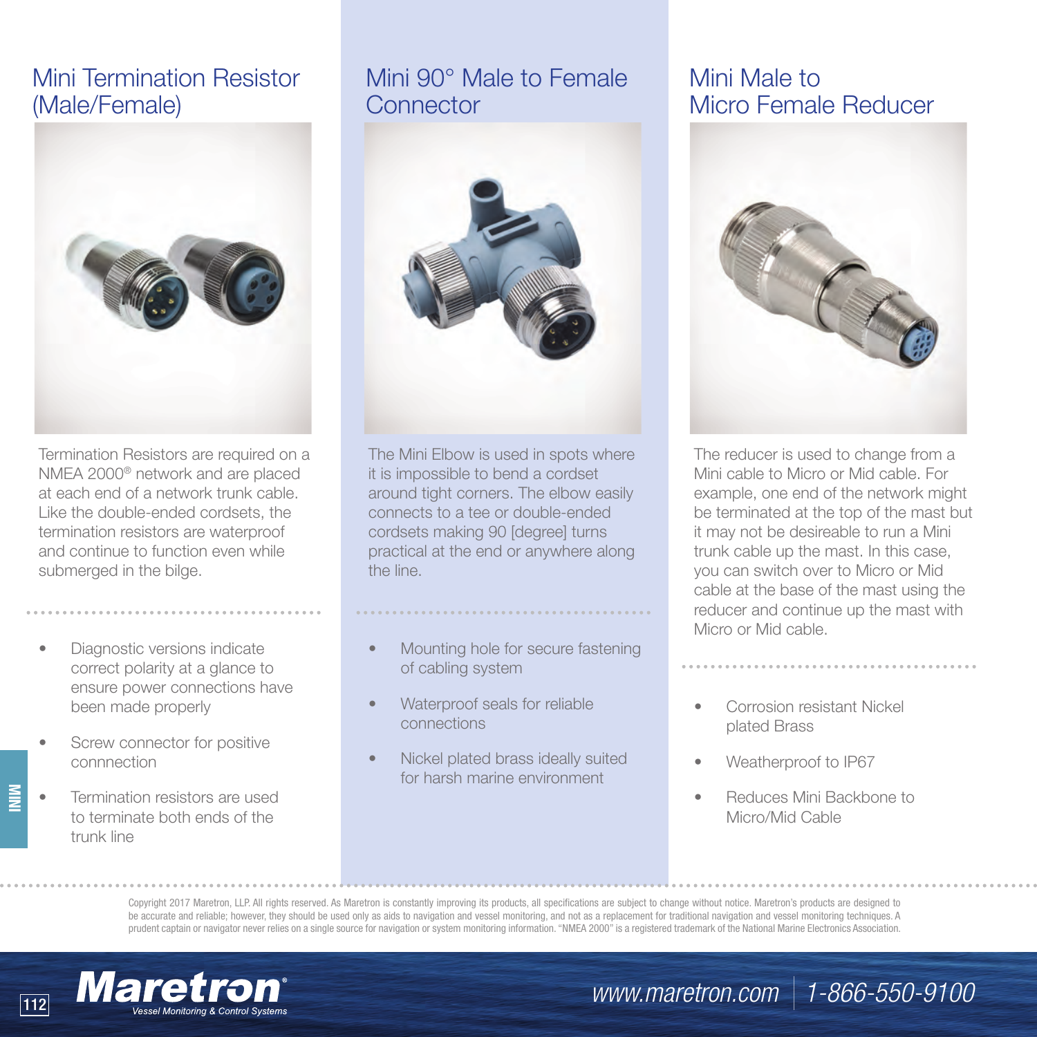## Mini Termination Resistor (Male/Female)

Termination Resistors are required on a NMEA 2000® network and are placed at each end of a network trunk cable. Like the double-ended cordsets, the termination resistors are waterproof and continue to function even while submerged in the bilge.

- Diagnostic versions indicate correct polarity at a glance to ensure power connections have been made properly
- Screw connector for positive connnection
- Termination resistors are used to terminate both ends of the trunk line

## Mini 90° Male to Female Connector

The Mini Elbow is used in spots where it is impossible to bend a cordset around tight corners. The elbow easily connects to a tee or double-ended cordsets making 90 [degree] turns practical at the end or anywhere along the line.

- Mounting hole for secure fastening of cabling system
- Waterproof seals for reliable connections
- Nickel plated brass ideally suited for harsh marine environment

## Mini Male to Micro Female Reducer

The reducer is used to change from a Mini cable to Micro or Mid cable. For example, one end of the network might be terminated at the top of the mast but it may not be desireable to run a Mini trunk cable up the mast. In this case, you can switch over to Micro or Mid cable at the base of the mast using the reducer and continue up the mast with Micro or Mid cable.

- Corrosion resistant Nickel plated Brass
- Weatherproof to IP67
- Reduces Mini Backbone to Micro/Mid Cable

Copyright 2017 Maretron, LLP. All rights reserved. As Maretron is constantly improving its products, all specifications are subject to change without notice. Maretron's products are designed to be accurate and reliable; however, they should be used only as aids to navigation and vessel monitoring, and not as a replacement for traditional navigation and vessel monitoring techniques. A prudent captain or navigator never relies on a single source for navigation or system monitoring information. "NMEA 2000" is a registered trademark of the National Marine Electronics Association.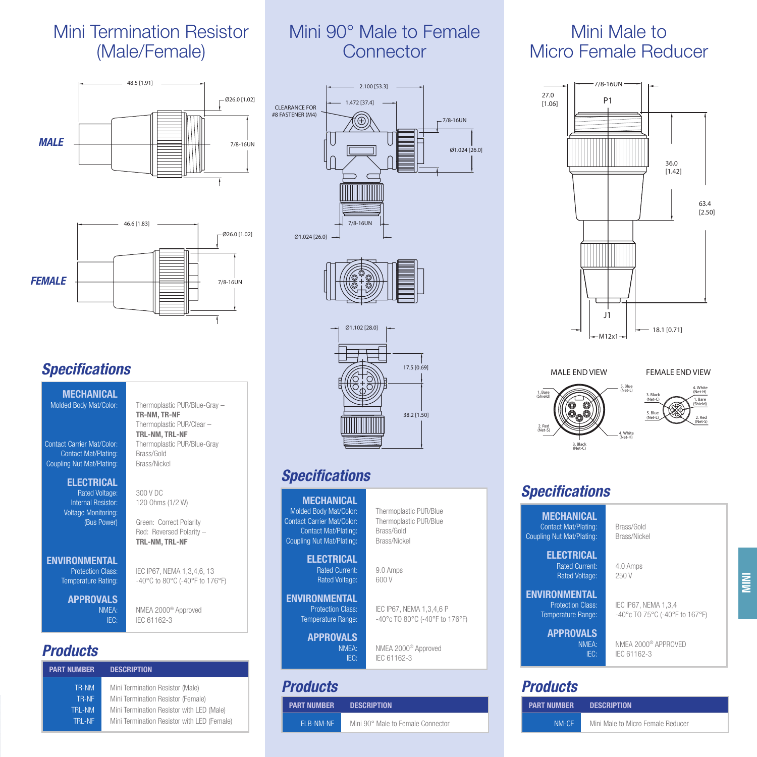# Mini Termination Resistor (Male/Female)

MALE

48.5 [1.91]
Ø26.0 [1.02]
7/8-16UN

FEMALE

46.6 [1.83]
Ø26.0 [1.02]
7/8-16UN

## Specifications

| | |
|---|---|
| **MECHANICAL** | |
| Molded Body Mat/Color: | Thermoplastic PUR/Blue-Gray – **TR-NM, TR-NF** Thermoplastic PUR/Clear – **TRL-NM, TRL-NF** |
| Contact Carrier Mat/Color: | Thermoplastic PUR/Blue-Gray |
| Contact Mat/Plating: | Brass/Gold |
| Coupling Nut Mat/Plating: | Brass/Nickel |
| **ELECTRICAL** | |
| Rated Voltage: | 300 V DC |
| Internal Resistor: | 120 Ohms (1/2 W) |
| Voltage Monitoring: (Bus Power) | Green: Correct Polarity Red: Reversed Polarity – **TRL-NM, TRL-NF** |
| **ENVIRONMENTAL** | |
| Protection Class: | IEC IP67, NEMA 1,3,4,6, 13 |
| Temperature Rating: | -40°C to 80°C (-40°F to 176°F) |
| **APPROVALS** | |
| NMEA: | NMEA 2000® Approved |
| IEC: | IEC 61162-3 |

## Products

| PART NUMBER | DESCRIPTION |
|---|---|
| TR-NM | Mini Termination Resistor (Male) |
| TR-NF | Mini Termination Resistor (Female) |
| TRL-NM | Mini Termination Resistor with LED (Male) |
| TRL-NF | Mini Termination Resistor with LED (Female) |

# Mini 90° Male to Female Connector

2.100 [53.3]
1.472 [37.4]
CLEARANCE FOR #8 FASTENER (M4)
7/8-16UN
Ø1.024 [26.0]
7/8-16UN
Ø1.024 [26.0]
Ø1.102 [28.0]
17.5 [0.69]
38.2 [1.50]

## Specifications

| | |
|---|---|
| **MECHANICAL** | |
| Molded Body Mat/Color: | Thermoplastic PUR/Blue |
| Contact Carrier Mat/Color: | Thermoplastic PUR/Blue |
| Contact Mat/Plating: | Brass/Gold |
| Coupling Nut Mat/Plating: | Brass/Nickel |
| **ELECTRICAL** | |
| Rated Current: | 9.0 Amps |
| Rated Voltage: | 600 V |
| **ENVIRONMENTAL** | |
| Protection Class: | IEC IP67, NEMA 1,3,4,6 P |
| Temperature Range: | -40°c TO 80°C (-40°F to 176°F) |
| **APPROVALS** | |
| NMEA: | NMEA 2000® Approved |
| IEC: | IEC 61162-3 |

## Products

| PART NUMBER | DESCRIPTION |
|---|---|
| ELB-NM-NF | Mini 90° Male to Female Connector |

# Mini Male to Micro Female Reducer

7/8-16UN
27.0 [1.06]
P1
36.0 [1.42]
63.4 [2.50]
J1
M12x1
18.1 [0.71]

MALE END VIEW

1. Bare (Shield)
2. Red (Net-S)
3. Black (Net-C)
4. White (Net-H)
5. Blue (Net-L)

FEMALE END VIEW

1. Bare (Shield)
2. Red (Net-S)
3. Black (Net-C)
4. White (Net-H)
5. Blue (Net-L)

## Specifications

| | |
|---|---|
| **MECHANICAL** | |
| Contact Mat/Plating: | Brass/Gold |
| Coupling Nut Mat/Plating: | Brass/Nickel |
| **ELECTRICAL** | |
| Rated Current: | 4.0 Amps |
| Rated Voltage: | 250 V |
| **ENVIRONMENTAL** | |
| Protection Class: | IEC IP67, NEMA 1,3,4 |
| Temperature Range: | -40°c TO 75°C (-40°F to 167°F) |
| **APPROVALS** | |
| NMEA: | NMEA 2000® APPROVED |
| IEC: | IEC 61162-3 |

## Products

| PART NUMBER | DESCRIPTION |
|---|---|
| NM-CF | Mini Male to Micro Female Reducer |